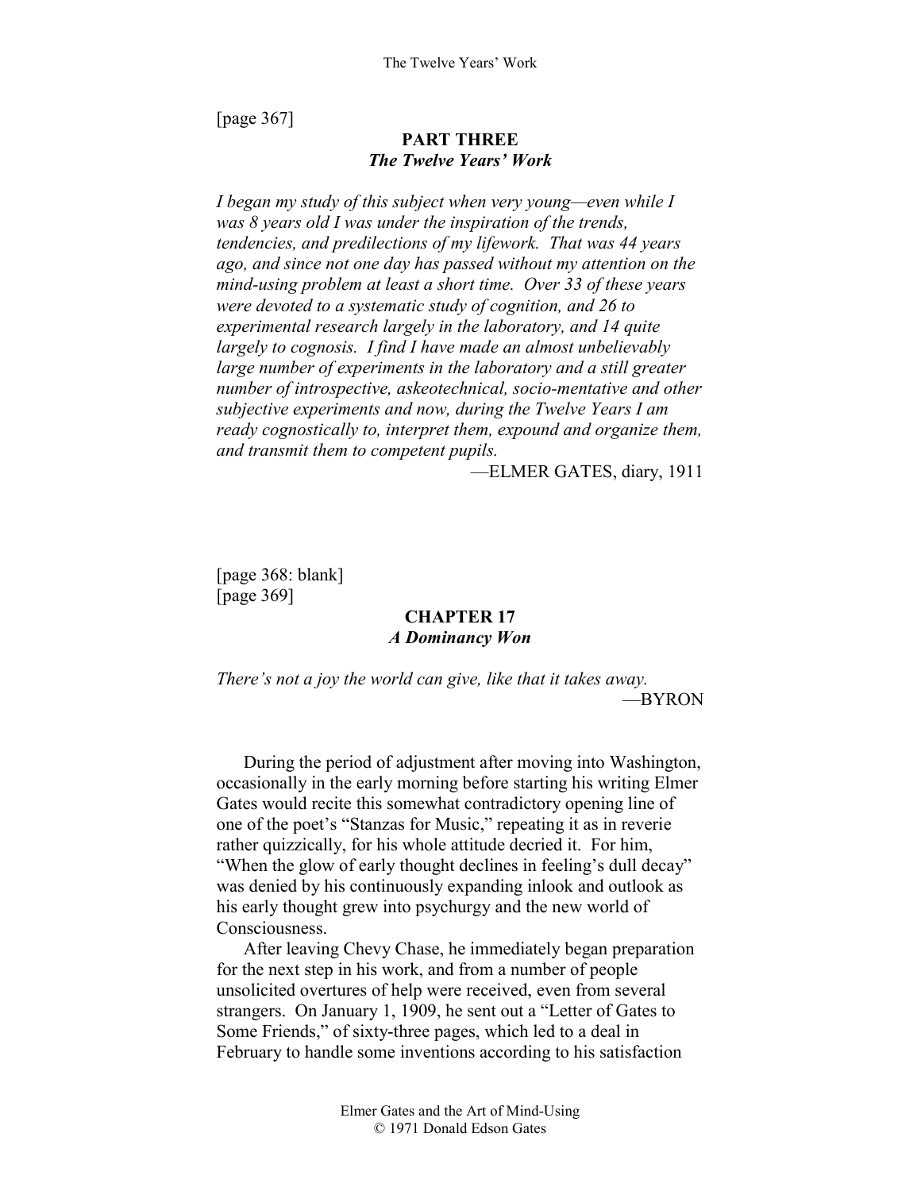[page 367]

# PART THREE
## *The Twelve Years' Work*

*I began my study of this subject when very young—even while I was 8 years old I was under the inspiration of the trends, tendencies, and predilections of my lifework. That was 44 years ago, and since not one day has passed without my attention on the mind-using problem at least a short time. Over 33 of these years were devoted to a systematic study of cognition, and 26 to experimental research largely in the laboratory, and 14 quite largely to cognosis. I find I have made an almost unbelievably large number of experiments in the laboratory and a still greater number of introspective, askeotechnical, socio-mentative and other subjective experiments and now, during the Twelve Years I am ready cognostically to, interpret them, expound and organize them, and transmit them to competent pupils.*

—ELMER GATES, diary, 1911

[page 368: blank]
[page 369]

# CHAPTER 17
## *A Dominancy Won*

*There's not a joy the world can give, like that it takes away.*

—BYRON

During the period of adjustment after moving into Washington, occasionally in the early morning before starting his writing Elmer Gates would recite this somewhat contradictory opening line of one of the poet's "Stanzas for Music," repeating it as in reverie rather quizzically, for his whole attitude decried it. For him, "When the glow of early thought declines in feeling's dull decay" was denied by his continuously expanding inlook and outlook as his early thought grew into psychurgy and the new world of Consciousness.

After leaving Chevy Chase, he immediately began preparation for the next step in his work, and from a number of people unsolicited overtures of help were received, even from several strangers. On January 1, 1909, he sent out a "Letter of Gates to Some Friends," of sixty-three pages, which led to a deal in February to handle some inventions according to his satisfaction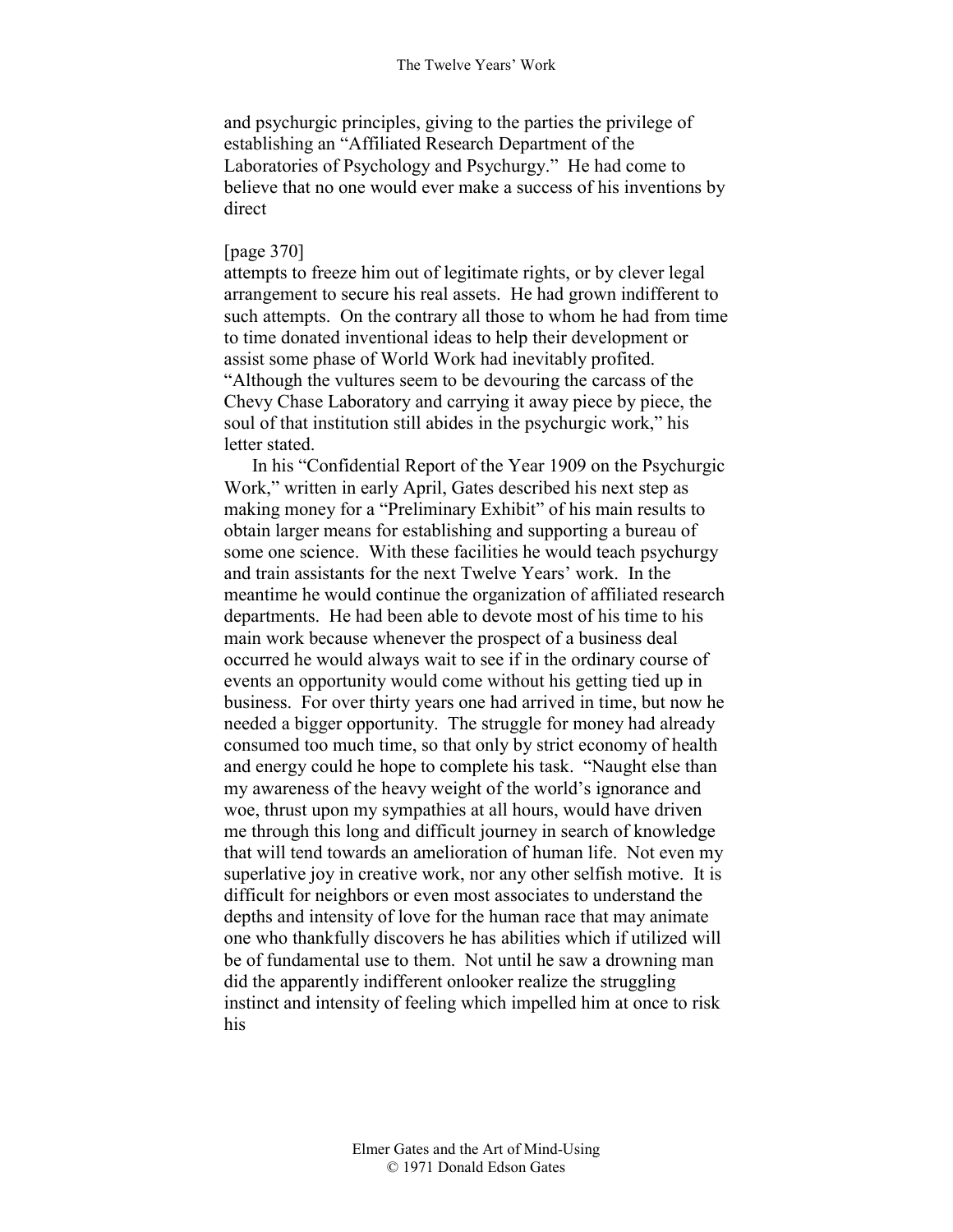and psychurgic principles, giving to the parties the privilege of establishing an "Affiliated Research Department of the Laboratories of Psychology and Psychurgy." He had come to believe that no one would ever make a success of his inventions by direct

[page 370]
attempts to freeze him out of legitimate rights, or by clever legal arrangement to secure his real assets. He had grown indifferent to such attempts. On the contrary all those to whom he had from time to time donated inventional ideas to help their development or assist some phase of World Work had inevitably profited. "Although the vultures seem to be devouring the carcass of the Chevy Chase Laboratory and carrying it away piece by piece, the soul of that institution still abides in the psychurgic work," his letter stated.

In his "Confidential Report of the Year 1909 on the Psychurgic Work," written in early April, Gates described his next step as making money for a "Preliminary Exhibit" of his main results to obtain larger means for establishing and supporting a bureau of some one science. With these facilities he would teach psychurgy and train assistants for the next Twelve Years' work. In the meantime he would continue the organization of affiliated research departments. He had been able to devote most of his time to his main work because whenever the prospect of a business deal occurred he would always wait to see if in the ordinary course of events an opportunity would come without his getting tied up in business. For over thirty years one had arrived in time, but now he needed a bigger opportunity. The struggle for money had already consumed too much time, so that only by strict economy of health and energy could he hope to complete his task. "Naught else than my awareness of the heavy weight of the world's ignorance and woe, thrust upon my sympathies at all hours, would have driven me through this long and difficult journey in search of knowledge that will tend towards an amelioration of human life. Not even my superlative joy in creative work, nor any other selfish motive. It is difficult for neighbors or even most associates to understand the depths and intensity of love for the human race that may animate one who thankfully discovers he has abilities which if utilized will be of fundamental use to them. Not until he saw a drowning man did the apparently indifferent onlooker realize the struggling instinct and intensity of feeling which impelled him at once to risk his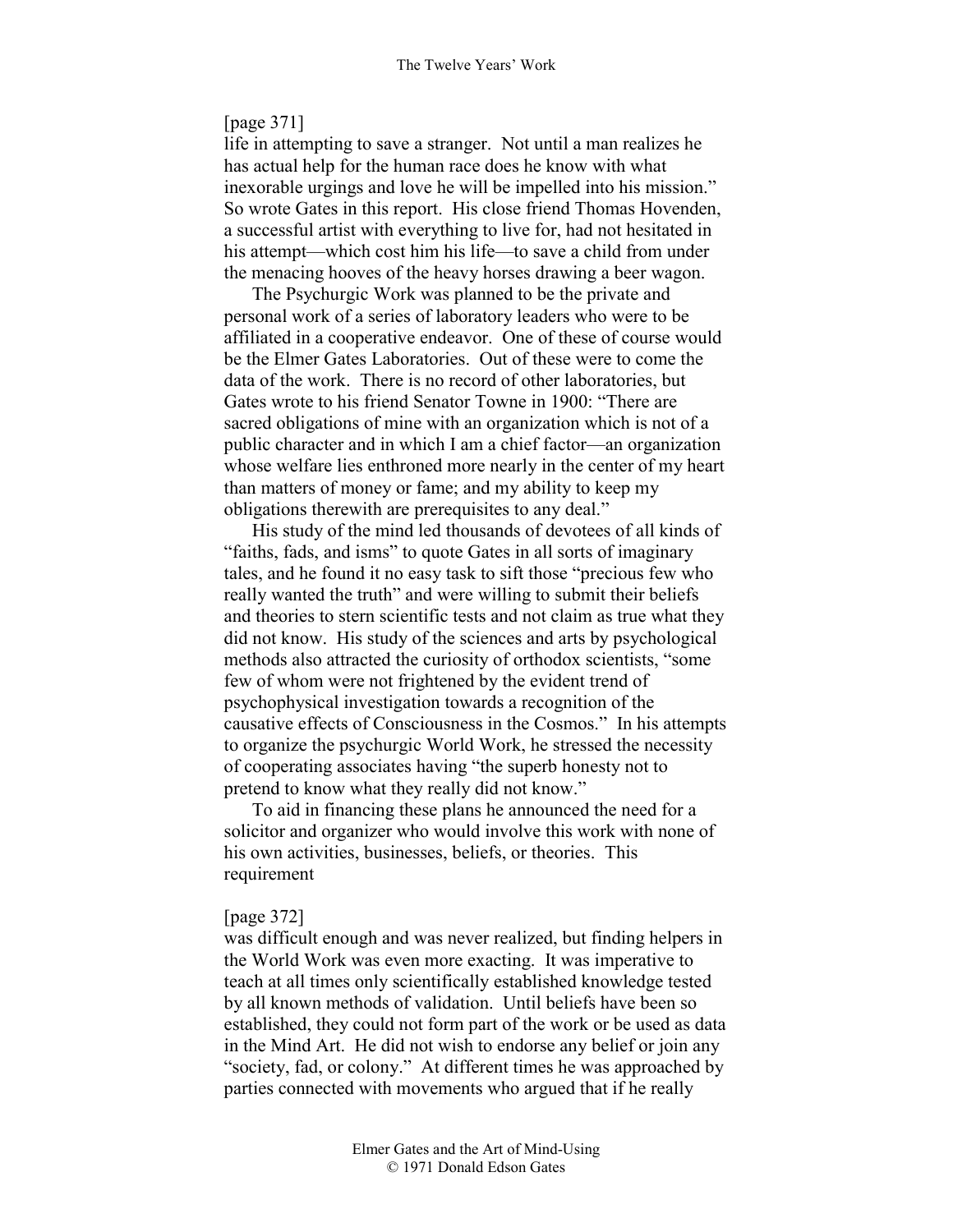[page 371]
life in attempting to save a stranger. Not until a man realizes he has actual help for the human race does he know with what inexorable urgings and love he will be impelled into his mission." So wrote Gates in this report. His close friend Thomas Hovenden, a successful artist with everything to live for, had not hesitated in his attempt—which cost him his life—to save a child from under the menacing hooves of the heavy horses drawing a beer wagon.

The Psychurgic Work was planned to be the private and personal work of a series of laboratory leaders who were to be affiliated in a cooperative endeavor. One of these of course would be the Elmer Gates Laboratories. Out of these were to come the data of the work. There is no record of other laboratories, but Gates wrote to his friend Senator Towne in 1900: "There are sacred obligations of mine with an organization which is not of a public character and in which I am a chief factor—an organization whose welfare lies enthroned more nearly in the center of my heart than matters of money or fame; and my ability to keep my obligations therewith are prerequisites to any deal."

His study of the mind led thousands of devotees of all kinds of "faiths, fads, and isms" to quote Gates in all sorts of imaginary tales, and he found it no easy task to sift those "precious few who really wanted the truth" and were willing to submit their beliefs and theories to stern scientific tests and not claim as true what they did not know. His study of the sciences and arts by psychological methods also attracted the curiosity of orthodox scientists, "some few of whom were not frightened by the evident trend of psychophysical investigation towards a recognition of the causative effects of Consciousness in the Cosmos." In his attempts to organize the psychurgic World Work, he stressed the necessity of cooperating associates having "the superb honesty not to pretend to know what they really did not know."

To aid in financing these plans he announced the need for a solicitor and organizer who would involve this work with none of his own activities, businesses, beliefs, or theories. This requirement

[page 372]
was difficult enough and was never realized, but finding helpers in the World Work was even more exacting. It was imperative to teach at all times only scientifically established knowledge tested by all known methods of validation. Until beliefs have been so established, they could not form part of the work or be used as data in the Mind Art. He did not wish to endorse any belief or join any "society, fad, or colony." At different times he was approached by parties connected with movements who argued that if he really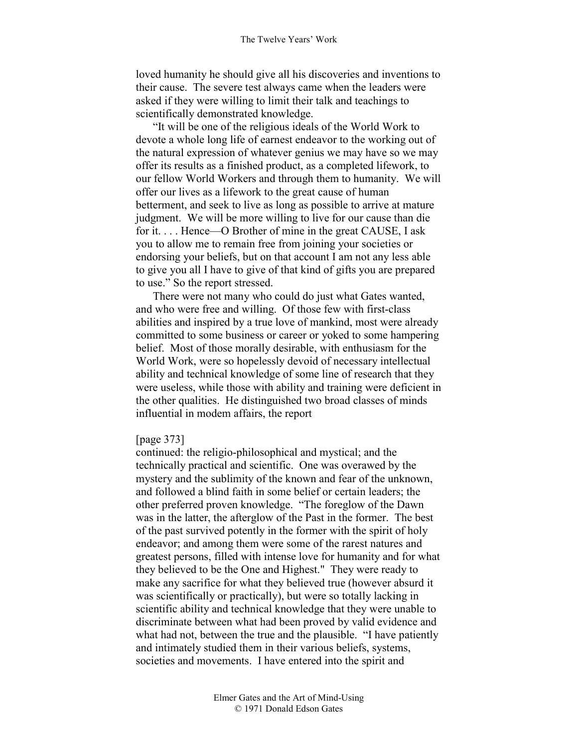loved humanity he should give all his discoveries and inventions to their cause. The severe test always came when the leaders were asked if they were willing to limit their talk and teachings to scientifically demonstrated knowledge.

"It will be one of the religious ideals of the World Work to devote a whole long life of earnest endeavor to the working out of the natural expression of whatever genius we may have so we may offer its results as a finished product, as a completed lifework, to our fellow World Workers and through them to humanity. We will offer our lives as a lifework to the great cause of human betterment, and seek to live as long as possible to arrive at mature judgment. We will be more willing to live for our cause than die for it. . . . Hence—O Brother of mine in the great CAUSE, I ask you to allow me to remain free from joining your societies or endorsing your beliefs, but on that account I am not any less able to give you all I have to give of that kind of gifts you are prepared to use." So the report stressed.

There were not many who could do just what Gates wanted, and who were free and willing. Of those few with first-class abilities and inspired by a true love of mankind, most were already committed to some business or career or yoked to some hampering belief. Most of those morally desirable, with enthusiasm for the World Work, were so hopelessly devoid of necessary intellectual ability and technical knowledge of some line of research that they were useless, while those with ability and training were deficient in the other qualities. He distinguished two broad classes of minds influential in modem affairs, the report

[page 373]

continued: the religio-philosophical and mystical; and the technically practical and scientific. One was overawed by the mystery and the sublimity of the known and fear of the unknown, and followed a blind faith in some belief or certain leaders; the other preferred proven knowledge. "The foreglow of the Dawn was in the latter, the afterglow of the Past in the former. The best of the past survived potently in the former with the spirit of holy endeavor; and among them were some of the rarest natures and greatest persons, filled with intense love for humanity and for what they believed to be the One and Highest." They were ready to make any sacrifice for what they believed true (however absurd it was scientifically or practically), but were so totally lacking in scientific ability and technical knowledge that they were unable to discriminate between what had been proved by valid evidence and what had not, between the true and the plausible. "I have patiently and intimately studied them in their various beliefs, systems, societies and movements. I have entered into the spirit and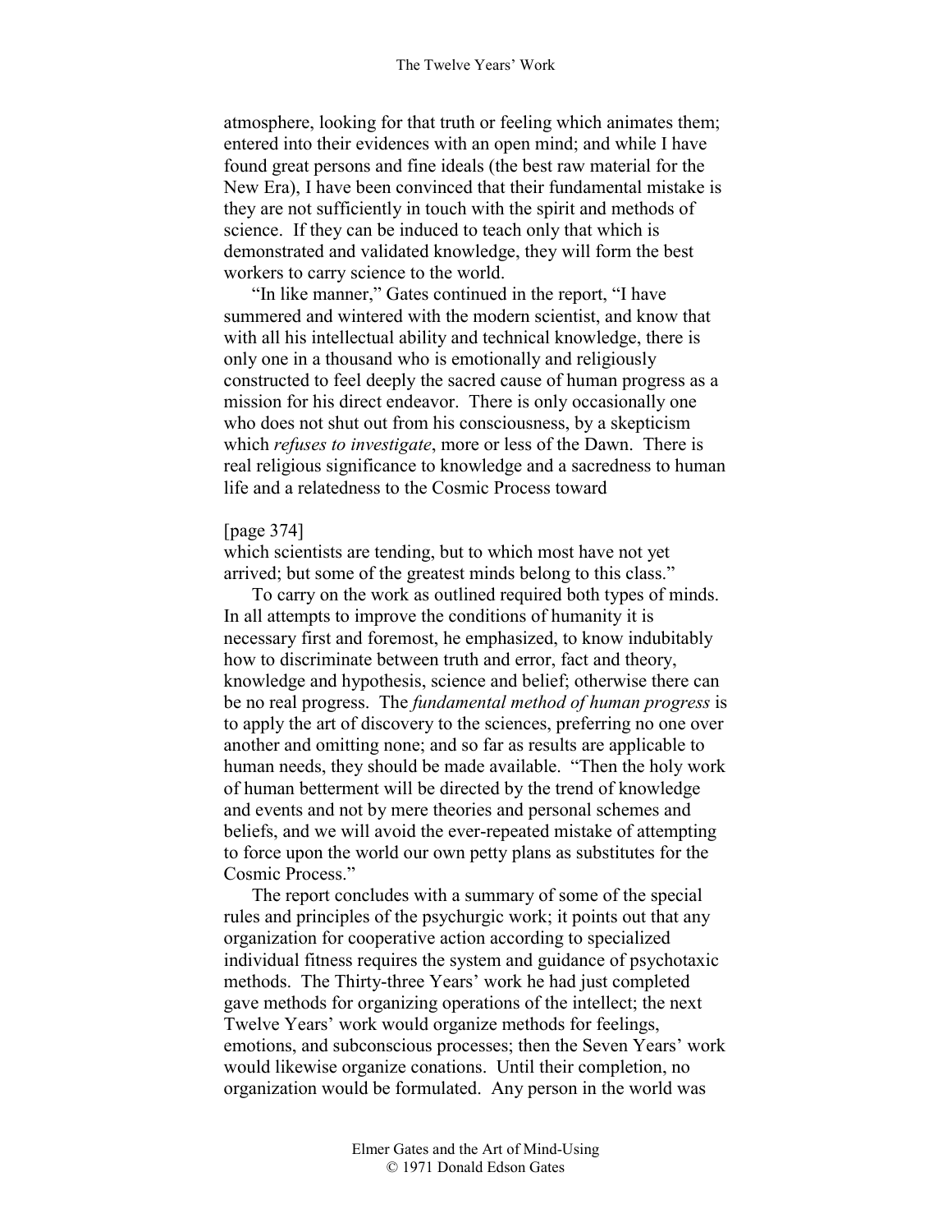atmosphere, looking for that truth or feeling which animates them; entered into their evidences with an open mind; and while I have found great persons and fine ideals (the best raw material for the New Era), I have been convinced that their fundamental mistake is they are not sufficiently in touch with the spirit and methods of science. If they can be induced to teach only that which is demonstrated and validated knowledge, they will form the best workers to carry science to the world.

"In like manner," Gates continued in the report, "I have summered and wintered with the modern scientist, and know that with all his intellectual ability and technical knowledge, there is only one in a thousand who is emotionally and religiously constructed to feel deeply the sacred cause of human progress as a mission for his direct endeavor. There is only occasionally one who does not shut out from his consciousness, by a skepticism which *refuses to investigate*, more or less of the Dawn. There is real religious significance to knowledge and a sacredness to human life and a relatedness to the Cosmic Process toward

[page 374]

which scientists are tending, but to which most have not yet arrived; but some of the greatest minds belong to this class."

To carry on the work as outlined required both types of minds. In all attempts to improve the conditions of humanity it is necessary first and foremost, he emphasized, to know indubitably how to discriminate between truth and error, fact and theory, knowledge and hypothesis, science and belief; otherwise there can be no real progress. The *fundamental method of human progress* is to apply the art of discovery to the sciences, preferring no one over another and omitting none; and so far as results are applicable to human needs, they should be made available. "Then the holy work of human betterment will be directed by the trend of knowledge and events and not by mere theories and personal schemes and beliefs, and we will avoid the ever-repeated mistake of attempting to force upon the world our own petty plans as substitutes for the Cosmic Process."

The report concludes with a summary of some of the special rules and principles of the psychurgic work; it points out that any organization for cooperative action according to specialized individual fitness requires the system and guidance of psychotaxic methods. The Thirty-three Years' work he had just completed gave methods for organizing operations of the intellect; the next Twelve Years' work would organize methods for feelings, emotions, and subconscious processes; then the Seven Years' work would likewise organize conations. Until their completion, no organization would be formulated. Any person in the world was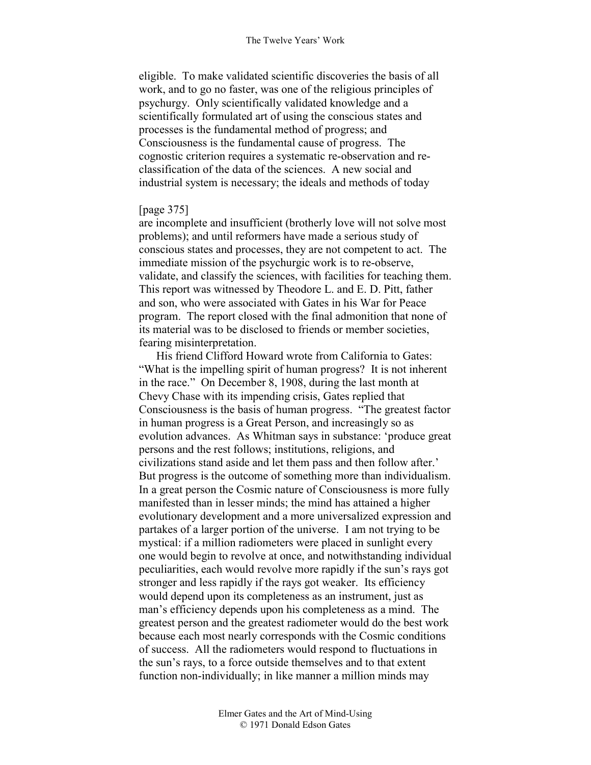eligible. To make validated scientific discoveries the basis of all work, and to go no faster, was one of the religious principles of psychurgy. Only scientifically validated knowledge and a scientifically formulated art of using the conscious states and processes is the fundamental method of progress; and Consciousness is the fundamental cause of progress. The cognostic criterion requires a systematic re-observation and re-classification of the data of the sciences. A new social and industrial system is necessary; the ideals and methods of today

[page 375]

are incomplete and insufficient (brotherly love will not solve most problems); and until reformers have made a serious study of conscious states and processes, they are not competent to act. The immediate mission of the psychurgic work is to re-observe, validate, and classify the sciences, with facilities for teaching them. This report was witnessed by Theodore L. and E. D. Pitt, father and son, who were associated with Gates in his War for Peace program. The report closed with the final admonition that none of its material was to be disclosed to friends or member societies, fearing misinterpretation.

His friend Clifford Howard wrote from California to Gates: "What is the impelling spirit of human progress? It is not inherent in the race." On December 8, 1908, during the last month at Chevy Chase with its impending crisis, Gates replied that Consciousness is the basis of human progress. "The greatest factor in human progress is a Great Person, and increasingly so as evolution advances. As Whitman says in substance: 'produce great persons and the rest follows; institutions, religions, and civilizations stand aside and let them pass and then follow after.' But progress is the outcome of something more than individualism. In a great person the Cosmic nature of Consciousness is more fully manifested than in lesser minds; the mind has attained a higher evolutionary development and a more universalized expression and partakes of a larger portion of the universe. I am not trying to be mystical: if a million radiometers were placed in sunlight every one would begin to revolve at once, and notwithstanding individual peculiarities, each would revolve more rapidly if the sun's rays got stronger and less rapidly if the rays got weaker. Its efficiency would depend upon its completeness as an instrument, just as man's efficiency depends upon his completeness as a mind. The greatest person and the greatest radiometer would do the best work because each most nearly corresponds with the Cosmic conditions of success. All the radiometers would respond to fluctuations in the sun's rays, to a force outside themselves and to that extent function non-individually; in like manner a million minds may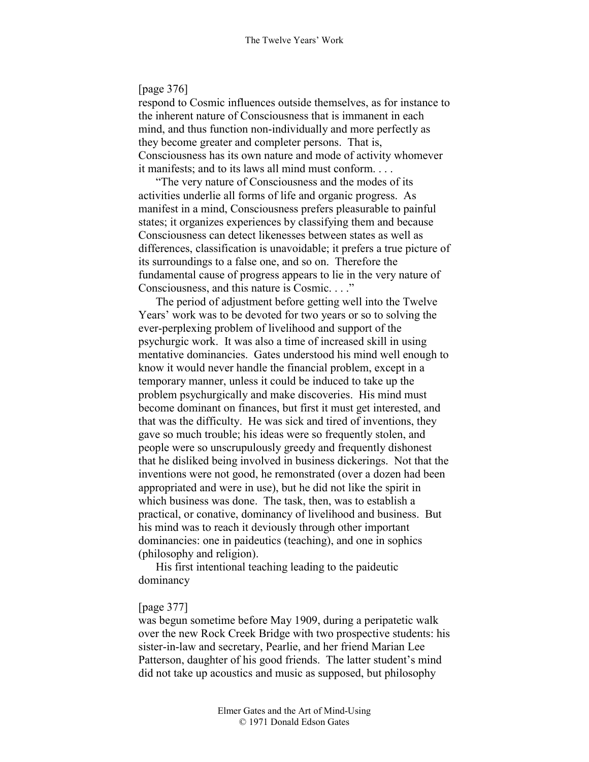[page 376]
respond to Cosmic influences outside themselves, as for instance to the inherent nature of Consciousness that is immanent in each mind, and thus function non-individually and more perfectly as they become greater and completer persons. That is, Consciousness has its own nature and mode of activity whomever it manifests; and to its laws all mind must conform. . . .

"The very nature of Consciousness and the modes of its activities underlie all forms of life and organic progress. As manifest in a mind, Consciousness prefers pleasurable to painful states; it organizes experiences by classifying them and because Consciousness can detect likenesses between states as well as differences, classification is unavoidable; it prefers a true picture of its surroundings to a false one, and so on. Therefore the fundamental cause of progress appears to lie in the very nature of Consciousness, and this nature is Cosmic. . . ."

The period of adjustment before getting well into the Twelve Years' work was to be devoted for two years or so to solving the ever-perplexing problem of livelihood and support of the psychurgic work. It was also a time of increased skill in using mentative dominancies. Gates understood his mind well enough to know it would never handle the financial problem, except in a temporary manner, unless it could be induced to take up the problem psychurgically and make discoveries. His mind must become dominant on finances, but first it must get interested, and that was the difficulty. He was sick and tired of inventions, they gave so much trouble; his ideas were so frequently stolen, and people were so unscrupulously greedy and frequently dishonest that he disliked being involved in business dickerings. Not that the inventions were not good, he remonstrated (over a dozen had been appropriated and were in use), but he did not like the spirit in which business was done. The task, then, was to establish a practical, or conative, dominancy of livelihood and business. But his mind was to reach it deviously through other important dominancies: one in paideutics (teaching), and one in sophics (philosophy and religion).

His first intentional teaching leading to the paideutic dominancy

[page 377]
was begun sometime before May 1909, during a peripatetic walk over the new Rock Creek Bridge with two prospective students: his sister-in-law and secretary, Pearlie, and her friend Marian Lee Patterson, daughter of his good friends. The latter student's mind did not take up acoustics and music as supposed, but philosophy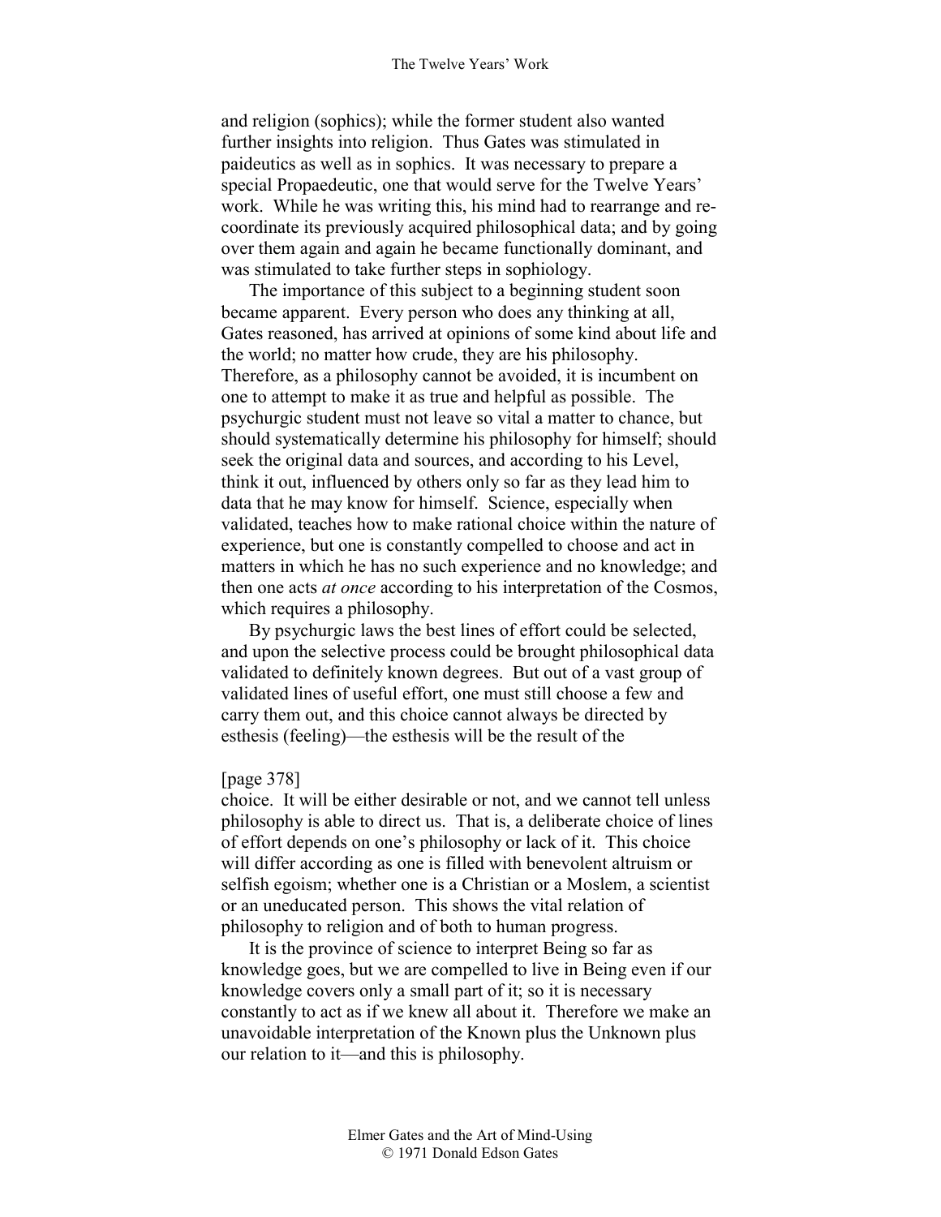and religion (sophics); while the former student also wanted further insights into religion. Thus Gates was stimulated in paideutics as well as in sophics. It was necessary to prepare a special Propaedeutic, one that would serve for the Twelve Years' work. While he was writing this, his mind had to rearrange and re-coordinate its previously acquired philosophical data; and by going over them again and again he became functionally dominant, and was stimulated to take further steps in sophiology.

The importance of this subject to a beginning student soon became apparent. Every person who does any thinking at all, Gates reasoned, has arrived at opinions of some kind about life and the world; no matter how crude, they are his philosophy. Therefore, as a philosophy cannot be avoided, it is incumbent on one to attempt to make it as true and helpful as possible. The psychurgic student must not leave so vital a matter to chance, but should systematically determine his philosophy for himself; should seek the original data and sources, and according to his Level, think it out, influenced by others only so far as they lead him to data that he may know for himself. Science, especially when validated, teaches how to make rational choice within the nature of experience, but one is constantly compelled to choose and act in matters in which he has no such experience and no knowledge; and then one acts *at once* according to his interpretation of the Cosmos, which requires a philosophy.

By psychurgic laws the best lines of effort could be selected, and upon the selective process could be brought philosophical data validated to definitely known degrees. But out of a vast group of validated lines of useful effort, one must still choose a few and carry them out, and this choice cannot always be directed by esthesis (feeling)—the esthesis will be the result of the

[page 378]

choice. It will be either desirable or not, and we cannot tell unless philosophy is able to direct us. That is, a deliberate choice of lines of effort depends on one's philosophy or lack of it. This choice will differ according as one is filled with benevolent altruism or selfish egoism; whether one is a Christian or a Moslem, a scientist or an uneducated person. This shows the vital relation of philosophy to religion and of both to human progress.

It is the province of science to interpret Being so far as knowledge goes, but we are compelled to live in Being even if our knowledge covers only a small part of it; so it is necessary constantly to act as if we knew all about it. Therefore we make an unavoidable interpretation of the Known plus the Unknown plus our relation to it—and this is philosophy.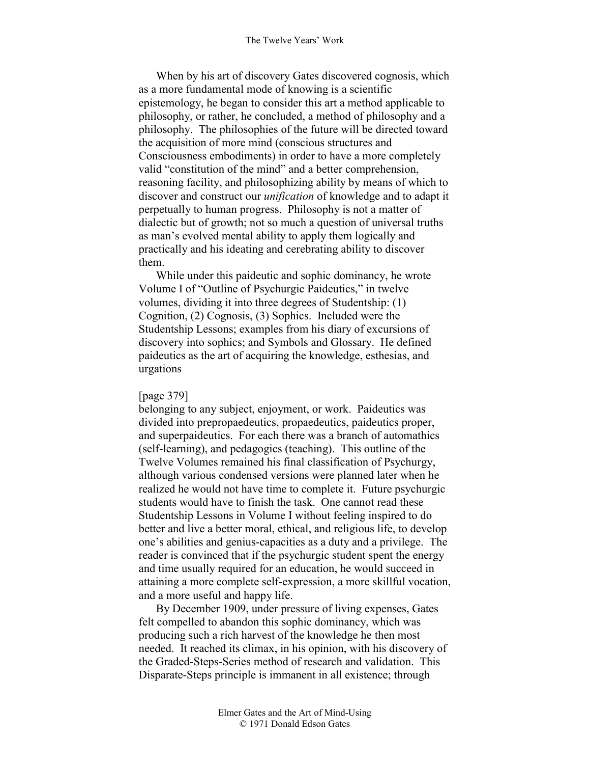When by his art of discovery Gates discovered cognosis, which as a more fundamental mode of knowing is a scientific epistemology, he began to consider this art a method applicable to philosophy, or rather, he concluded, a method of philosophy and a philosophy. The philosophies of the future will be directed toward the acquisition of more mind (conscious structures and Consciousness embodiments) in order to have a more completely valid "constitution of the mind" and a better comprehension, reasoning facility, and philosophizing ability by means of which to discover and construct our *unification* of knowledge and to adapt it perpetually to human progress. Philosophy is not a matter of dialectic but of growth; not so much a question of universal truths as man's evolved mental ability to apply them logically and practically and his ideating and cerebrating ability to discover them.

While under this paideutic and sophic dominancy, he wrote Volume I of "Outline of Psychurgic Paideutics," in twelve volumes, dividing it into three degrees of Studentship: (1) Cognition, (2) Cognosis, (3) Sophics. Included were the Studentship Lessons; examples from his diary of excursions of discovery into sophics; and Symbols and Glossary. He defined paideutics as the art of acquiring the knowledge, esthesias, and urgations

[page 379]

belonging to any subject, enjoyment, or work. Paideutics was divided into prepropaedeutics, propaedeutics, paideutics proper, and superpaideutics. For each there was a branch of automathics (self-learning), and pedagogics (teaching). This outline of the Twelve Volumes remained his final classification of Psychurgy, although various condensed versions were planned later when he realized he would not have time to complete it. Future psychurgic students would have to finish the task. One cannot read these Studentship Lessons in Volume I without feeling inspired to do better and live a better moral, ethical, and religious life, to develop one's abilities and genius-capacities as a duty and a privilege. The reader is convinced that if the psychurgic student spent the energy and time usually required for an education, he would succeed in attaining a more complete self-expression, a more skillful vocation, and a more useful and happy life.

By December 1909, under pressure of living expenses, Gates felt compelled to abandon this sophic dominancy, which was producing such a rich harvest of the knowledge he then most needed. It reached its climax, in his opinion, with his discovery of the Graded-Steps-Series method of research and validation. This Disparate-Steps principle is immanent in all existence; through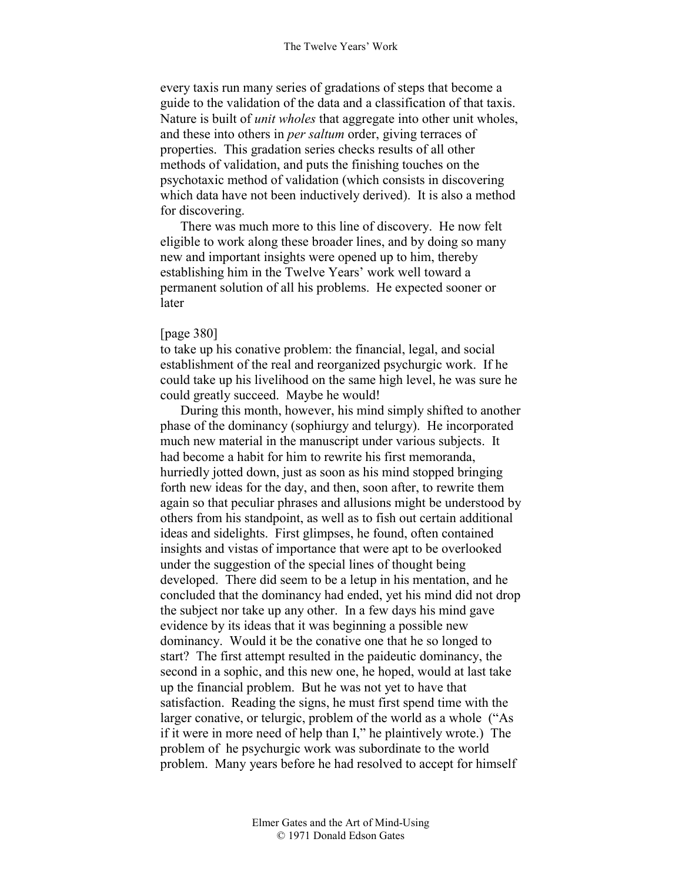every taxis run many series of gradations of steps that become a guide to the validation of the data and a classification of that taxis. Nature is built of *unit wholes* that aggregate into other unit wholes, and these into others in *per saltum* order, giving terraces of properties. This gradation series checks results of all other methods of validation, and puts the finishing touches on the psychotaxic method of validation (which consists in discovering which data have not been inductively derived). It is also a method for discovering.

There was much more to this line of discovery. He now felt eligible to work along these broader lines, and by doing so many new and important insights were opened up to him, thereby establishing him in the Twelve Years' work well toward a permanent solution of all his problems. He expected sooner or later

[page 380]
to take up his conative problem: the financial, legal, and social establishment of the real and reorganized psychurgic work. If he could take up his livelihood on the same high level, he was sure he could greatly succeed. Maybe he would!

During this month, however, his mind simply shifted to another phase of the dominancy (sophiurgy and telurgy). He incorporated much new material in the manuscript under various subjects. It had become a habit for him to rewrite his first memoranda, hurriedly jotted down, just as soon as his mind stopped bringing forth new ideas for the day, and then, soon after, to rewrite them again so that peculiar phrases and allusions might be understood by others from his standpoint, as well as to fish out certain additional ideas and sidelights. First glimpses, he found, often contained insights and vistas of importance that were apt to be overlooked under the suggestion of the special lines of thought being developed. There did seem to be a letup in his mentation, and he concluded that the dominancy had ended, yet his mind did not drop the subject nor take up any other. In a few days his mind gave evidence by its ideas that it was beginning a possible new dominancy. Would it be the conative one that he so longed to start? The first attempt resulted in the paideutic dominancy, the second in a sophic, and this new one, he hoped, would at last take up the financial problem. But he was not yet to have that satisfaction. Reading the signs, he must first spend time with the larger conative, or telurgic, problem of the world as a whole ("As if it were in more need of help than I," he plaintively wrote.) The problem of he psychurgic work was subordinate to the world problem. Many years before he had resolved to accept for himself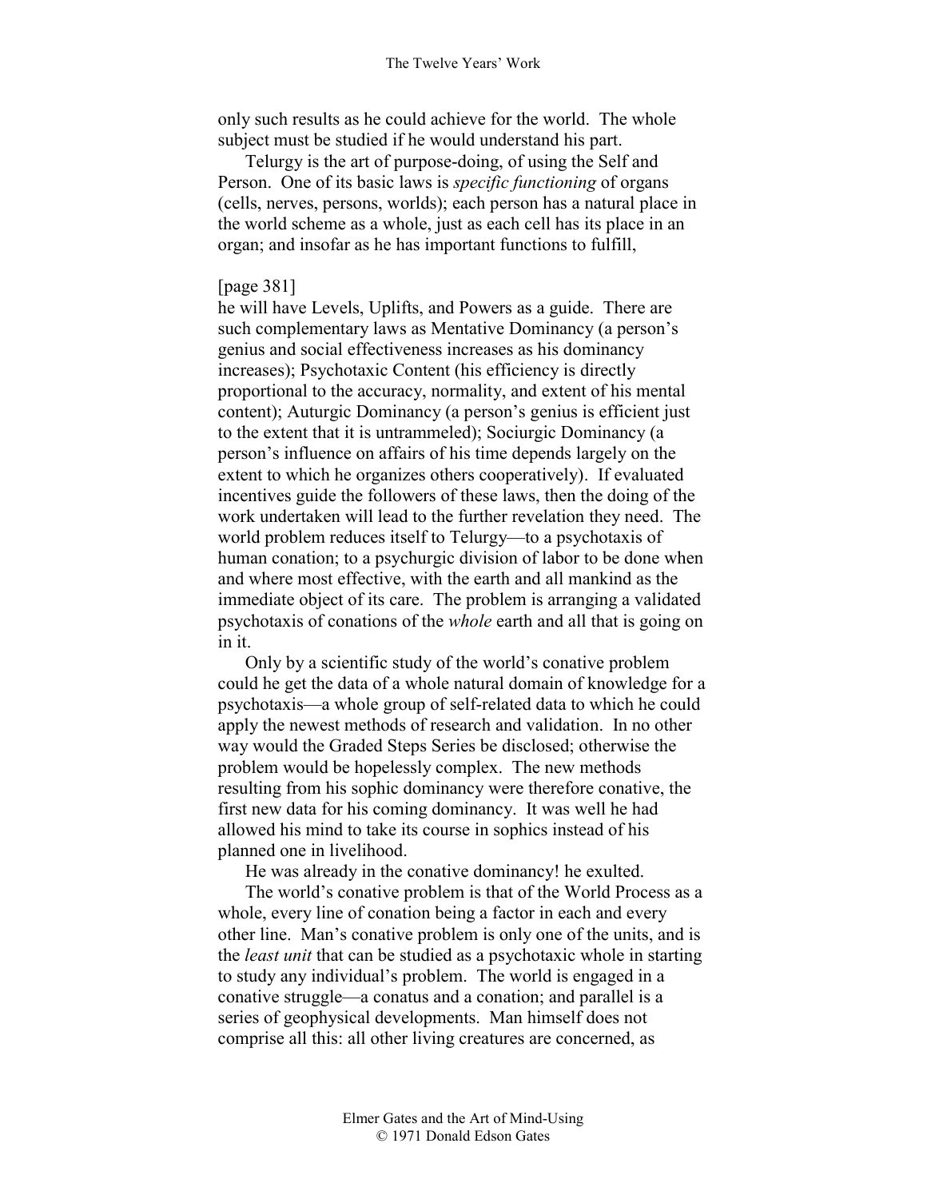only such results as he could achieve for the world. The whole subject must be studied if he would understand his part.

Telurgy is the art of purpose-doing, of using the Self and Person. One of its basic laws is *specific functioning* of organs (cells, nerves, persons, worlds); each person has a natural place in the world scheme as a whole, just as each cell has its place in an organ; and insofar as he has important functions to fulfill,

[page 381]

he will have Levels, Uplifts, and Powers as a guide. There are such complementary laws as Mentative Dominancy (a person's genius and social effectiveness increases as his dominancy increases); Psychotaxic Content (his efficiency is directly proportional to the accuracy, normality, and extent of his mental content); Auturgic Dominancy (a person's genius is efficient just to the extent that it is untrammeled); Sociurgic Dominancy (a person's influence on affairs of his time depends largely on the extent to which he organizes others cooperatively). If evaluated incentives guide the followers of these laws, then the doing of the work undertaken will lead to the further revelation they need. The world problem reduces itself to Telurgy—to a psychotaxis of human conation; to a psychurgic division of labor to be done when and where most effective, with the earth and all mankind as the immediate object of its care. The problem is arranging a validated psychotaxis of conations of the *whole* earth and all that is going on in it.

Only by a scientific study of the world's conative problem could he get the data of a whole natural domain of knowledge for a psychotaxis—a whole group of self-related data to which he could apply the newest methods of research and validation. In no other way would the Graded Steps Series be disclosed; otherwise the problem would be hopelessly complex. The new methods resulting from his sophic dominancy were therefore conative, the first new data for his coming dominancy. It was well he had allowed his mind to take its course in sophics instead of his planned one in livelihood.

He was already in the conative dominancy! he exulted.

The world's conative problem is that of the World Process as a whole, every line of conation being a factor in each and every other line. Man's conative problem is only one of the units, and is the *least unit* that can be studied as a psychotaxic whole in starting to study any individual's problem. The world is engaged in a conative struggle—a conatus and a conation; and parallel is a series of geophysical developments. Man himself does not comprise all this: all other living creatures are concerned, as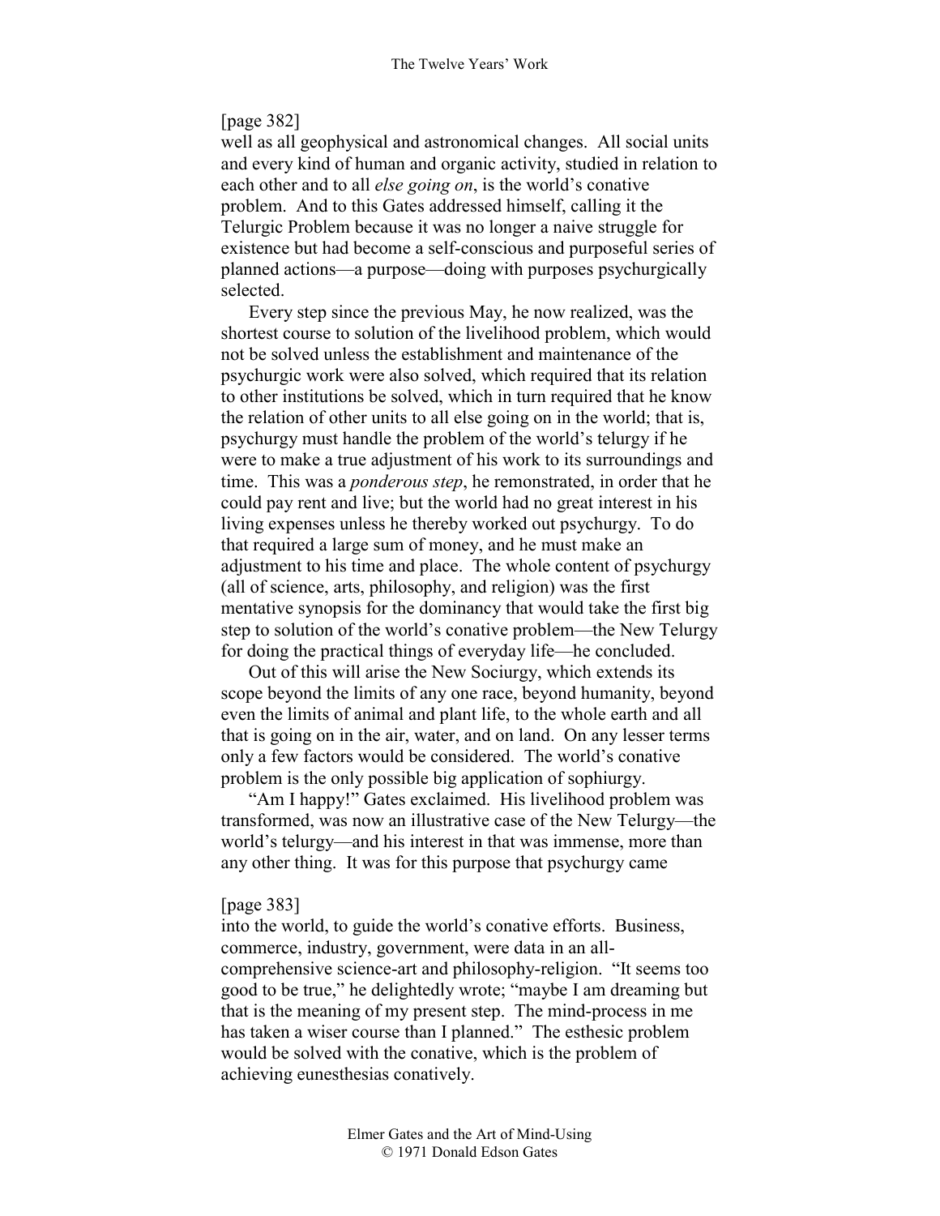[page 382]
well as all geophysical and astronomical changes. All social units and every kind of human and organic activity, studied in relation to each other and to all *else going on*, is the world's conative problem. And to this Gates addressed himself, calling it the Telurgic Problem because it was no longer a naive struggle for existence but had become a self-conscious and purposeful series of planned actions—a purpose—doing with purposes psychurgically selected.

Every step since the previous May, he now realized, was the shortest course to solution of the livelihood problem, which would not be solved unless the establishment and maintenance of the psychurgic work were also solved, which required that its relation to other institutions be solved, which in turn required that he know the relation of other units to all else going on in the world; that is, psychurgy must handle the problem of the world's telurgy if he were to make a true adjustment of his work to its surroundings and time. This was a *ponderous step*, he remonstrated, in order that he could pay rent and live; but the world had no great interest in his living expenses unless he thereby worked out psychurgy. To do that required a large sum of money, and he must make an adjustment to his time and place. The whole content of psychurgy (all of science, arts, philosophy, and religion) was the first mentative synopsis for the dominancy that would take the first big step to solution of the world's conative problem—the New Telurgy for doing the practical things of everyday life—he concluded.

Out of this will arise the New Sociurgy, which extends its scope beyond the limits of any one race, beyond humanity, beyond even the limits of animal and plant life, to the whole earth and all that is going on in the air, water, and on land. On any lesser terms only a few factors would be considered. The world's conative problem is the only possible big application of sophiurgy.

"Am I happy!" Gates exclaimed. His livelihood problem was transformed, was now an illustrative case of the New Telurgy—the world's telurgy—and his interest in that was immense, more than any other thing. It was for this purpose that psychurgy came

[page 383]
into the world, to guide the world's conative efforts. Business, commerce, industry, government, were data in an all-comprehensive science-art and philosophy-religion. "It seems too good to be true," he delightedly wrote; "maybe I am dreaming but that is the meaning of my present step. The mind-process in me has taken a wiser course than I planned." The esthesic problem would be solved with the conative, which is the problem of achieving eunesthesias conatively.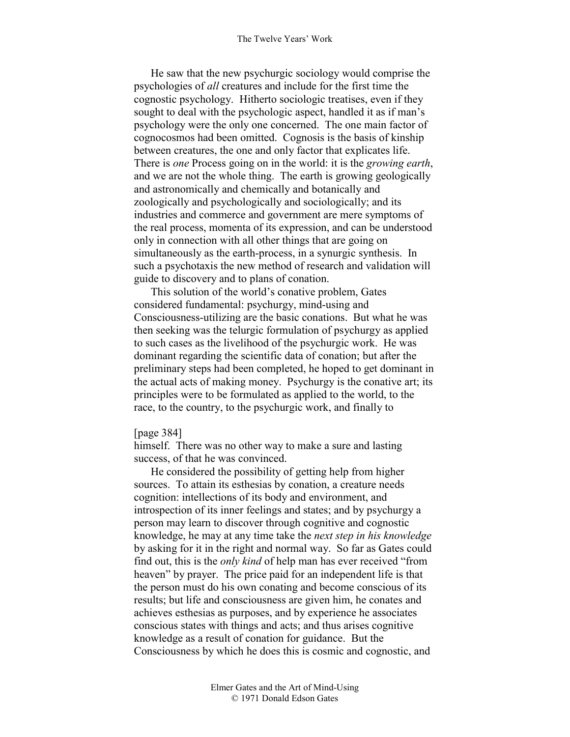He saw that the new psychurgic sociology would comprise the psychologies of *all* creatures and include for the first time the cognostic psychology. Hitherto sociologic treatises, even if they sought to deal with the psychologic aspect, handled it as if man's psychology were the only one concerned. The one main factor of cognocosmos had been omitted. Cognosis is the basis of kinship between creatures, the one and only factor that explicates life. There is *one* Process going on in the world: it is the *growing earth*, and we are not the whole thing. The earth is growing geologically and astronomically and chemically and botanically and zoologically and psychologically and sociologically; and its industries and commerce and government are mere symptoms of the real process, momenta of its expression, and can be understood only in connection with all other things that are going on simultaneously as the earth-process, in a synurgic synthesis. In such a psychotaxis the new method of research and validation will guide to discovery and to plans of conation.

This solution of the world's conative problem, Gates considered fundamental: psychurgy, mind-using and Consciousness-utilizing are the basic conations. But what he was then seeking was the telurgic formulation of psychurgy as applied to such cases as the livelihood of the psychurgic work. He was dominant regarding the scientific data of conation; but after the preliminary steps had been completed, he hoped to get dominant in the actual acts of making money. Psychurgy is the conative art; its principles were to be formulated as applied to the world, to the race, to the country, to the psychurgic work, and finally to

[page 384]

himself. There was no other way to make a sure and lasting success, of that he was convinced.

He considered the possibility of getting help from higher sources. To attain its esthesias by conation, a creature needs cognition: intellections of its body and environment, and introspection of its inner feelings and states; and by psychurgy a person may learn to discover through cognitive and cognostic knowledge, he may at any time take the *next step in his knowledge* by asking for it in the right and normal way. So far as Gates could find out, this is the *only kind* of help man has ever received "from heaven" by prayer. The price paid for an independent life is that the person must do his own conating and become conscious of its results; but life and consciousness are given him, he conates and achieves esthesias as purposes, and by experience he associates conscious states with things and acts; and thus arises cognitive knowledge as a result of conation for guidance. But the Consciousness by which he does this is cosmic and cognostic, and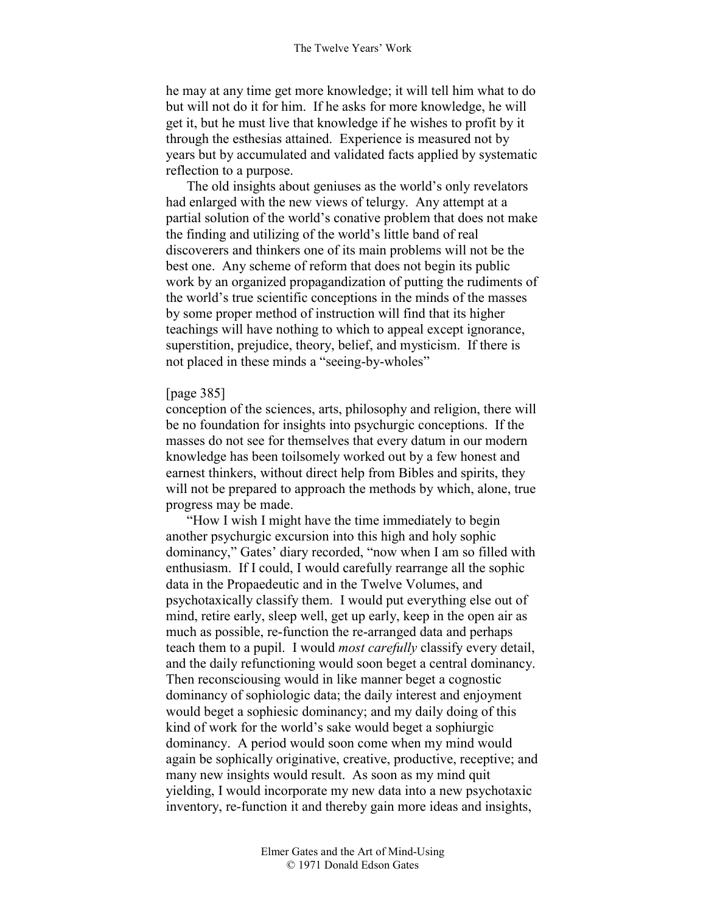he may at any time get more knowledge; it will tell him what to do but will not do it for him. If he asks for more knowledge, he will get it, but he must live that knowledge if he wishes to profit by it through the esthesias attained. Experience is measured not by years but by accumulated and validated facts applied by systematic reflection to a purpose.

The old insights about geniuses as the world's only revelators had enlarged with the new views of telurgy. Any attempt at a partial solution of the world's conative problem that does not make the finding and utilizing of the world's little band of real discoverers and thinkers one of its main problems will not be the best one. Any scheme of reform that does not begin its public work by an organized propagandization of putting the rudiments of the world's true scientific conceptions in the minds of the masses by some proper method of instruction will find that its higher teachings will have nothing to which to appeal except ignorance, superstition, prejudice, theory, belief, and mysticism. If there is not placed in these minds a "seeing-by-wholes"

[page 385]

conception of the sciences, arts, philosophy and religion, there will be no foundation for insights into psychurgic conceptions. If the masses do not see for themselves that every datum in our modern knowledge has been toilsomely worked out by a few honest and earnest thinkers, without direct help from Bibles and spirits, they will not be prepared to approach the methods by which, alone, true progress may be made.

"How I wish I might have the time immediately to begin another psychurgic excursion into this high and holy sophic dominancy," Gates' diary recorded, "now when I am so filled with enthusiasm. If I could, I would carefully rearrange all the sophic data in the Propaedeutic and in the Twelve Volumes, and psychotaxically classify them. I would put everything else out of mind, retire early, sleep well, get up early, keep in the open air as much as possible, re-function the re-arranged data and perhaps teach them to a pupil. I would *most carefully* classify every detail, and the daily refunctioning would soon beget a central dominancy. Then reconsciousing would in like manner beget a cognostic dominancy of sophiologic data; the daily interest and enjoyment would beget a sophiesic dominancy; and my daily doing of this kind of work for the world's sake would beget a sophiurgic dominancy. A period would soon come when my mind would again be sophically originative, creative, productive, receptive; and many new insights would result. As soon as my mind quit yielding, I would incorporate my new data into a new psychotaxic inventory, re-function it and thereby gain more ideas and insights,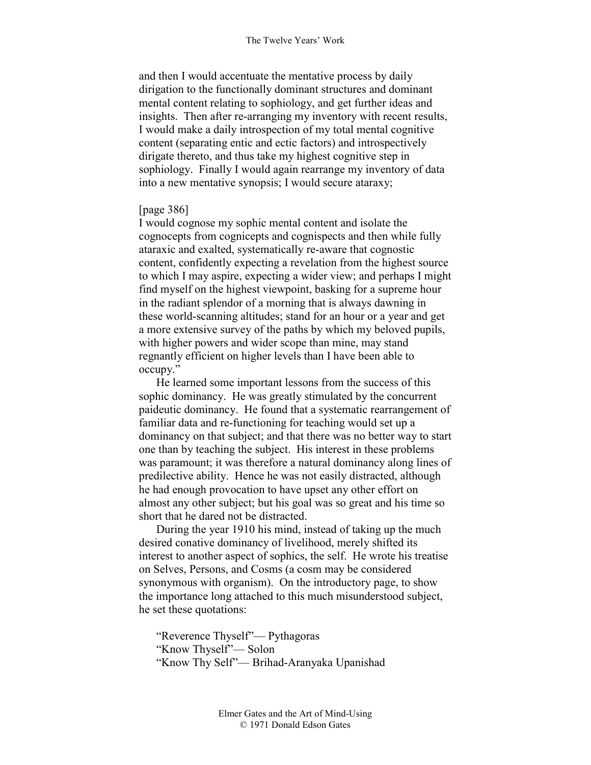and then I would accentuate the mentative process by daily dirigation to the functionally dominant structures and dominant mental content relating to sophiology, and get further ideas and insights. Then after re-arranging my inventory with recent results, I would make a daily introspection of my total mental cognitive content (separating entic and ectic factors) and introspectively dirigate thereto, and thus take my highest cognitive step in sophiology. Finally I would again rearrange my inventory of data into a new mentative synopsis; I would secure ataraxy;

[page 386]
I would cognose my sophic mental content and isolate the cognocepts from cognicepts and cognispects and then while fully ataraxic and exalted, systematically re-aware that cognostic content, confidently expecting a revelation from the highest source to which I may aspire, expecting a wider view; and perhaps I might find myself on the highest viewpoint, basking for a supreme hour in the radiant splendor of a morning that is always dawning in these world-scanning altitudes; stand for an hour or a year and get a more extensive survey of the paths by which my beloved pupils, with higher powers and wider scope than mine, may stand regnantly efficient on higher levels than I have been able to occupy."

He learned some important lessons from the success of this sophic dominancy. He was greatly stimulated by the concurrent paideutic dominancy. He found that a systematic rearrangement of familiar data and re-functioning for teaching would set up a dominancy on that subject; and that there was no better way to start one than by teaching the subject. His interest in these problems was paramount; it was therefore a natural dominancy along lines of predilective ability. Hence he was not easily distracted, although he had enough provocation to have upset any other effort on almost any other subject; but his goal was so great and his time so short that he dared not be distracted.

During the year 1910 his mind, instead of taking up the much desired conative dominancy of livelihood, merely shifted its interest to another aspect of sophics, the self. He wrote his treatise on Selves, Persons, and Cosms (a cosm may be considered synonymous with organism). On the introductory page, to show the importance long attached to this much misunderstood subject, he set these quotations:

"Reverence Thyself"— Pythagoras
"Know Thyself"— Solon
"Know Thy Self"— Brihad-Aranyaka Upanishad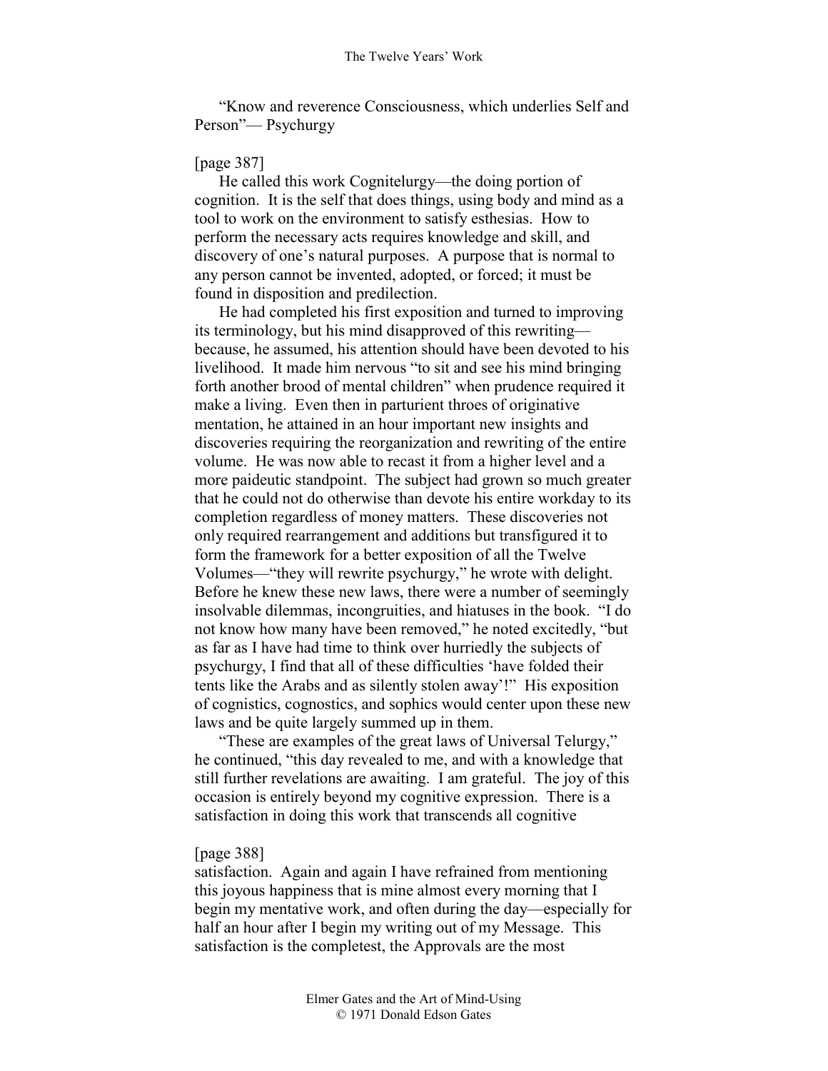"Know and reverence Consciousness, which underlies Self and Person"— Psychurgy

[page 387]

He called this work Cognitelurgy—the doing portion of cognition. It is the self that does things, using body and mind as a tool to work on the environment to satisfy esthesias. How to perform the necessary acts requires knowledge and skill, and discovery of one's natural purposes. A purpose that is normal to any person cannot be invented, adopted, or forced; it must be found in disposition and predilection.

He had completed his first exposition and turned to improving its terminology, but his mind disapproved of this rewriting—because, he assumed, his attention should have been devoted to his livelihood. It made him nervous "to sit and see his mind bringing forth another brood of mental children" when prudence required it make a living. Even then in parturient throes of originative mentation, he attained in an hour important new insights and discoveries requiring the reorganization and rewriting of the entire volume. He was now able to recast it from a higher level and a more paideutic standpoint. The subject had grown so much greater that he could not do otherwise than devote his entire workday to its completion regardless of money matters. These discoveries not only required rearrangement and additions but transfigured it to form the framework for a better exposition of all the Twelve Volumes—"they will rewrite psychurgy," he wrote with delight. Before he knew these new laws, there were a number of seemingly insolvable dilemmas, incongruities, and hiatuses in the book. "I do not know how many have been removed," he noted excitedly, "but as far as I have had time to think over hurriedly the subjects of psychurgy, I find that all of these difficulties 'have folded their tents like the Arabs and as silently stolen away'!" His exposition of cognistics, cognostics, and sophics would center upon these new laws and be quite largely summed up in them.

"These are examples of the great laws of Universal Telurgy," he continued, "this day revealed to me, and with a knowledge that still further revelations are awaiting. I am grateful. The joy of this occasion is entirely beyond my cognitive expression. There is a satisfaction in doing this work that transcends all cognitive

[page 388]

satisfaction. Again and again I have refrained from mentioning this joyous happiness that is mine almost every morning that I begin my mentative work, and often during the day—especially for half an hour after I begin my writing out of my Message. This satisfaction is the completest, the Approvals are the most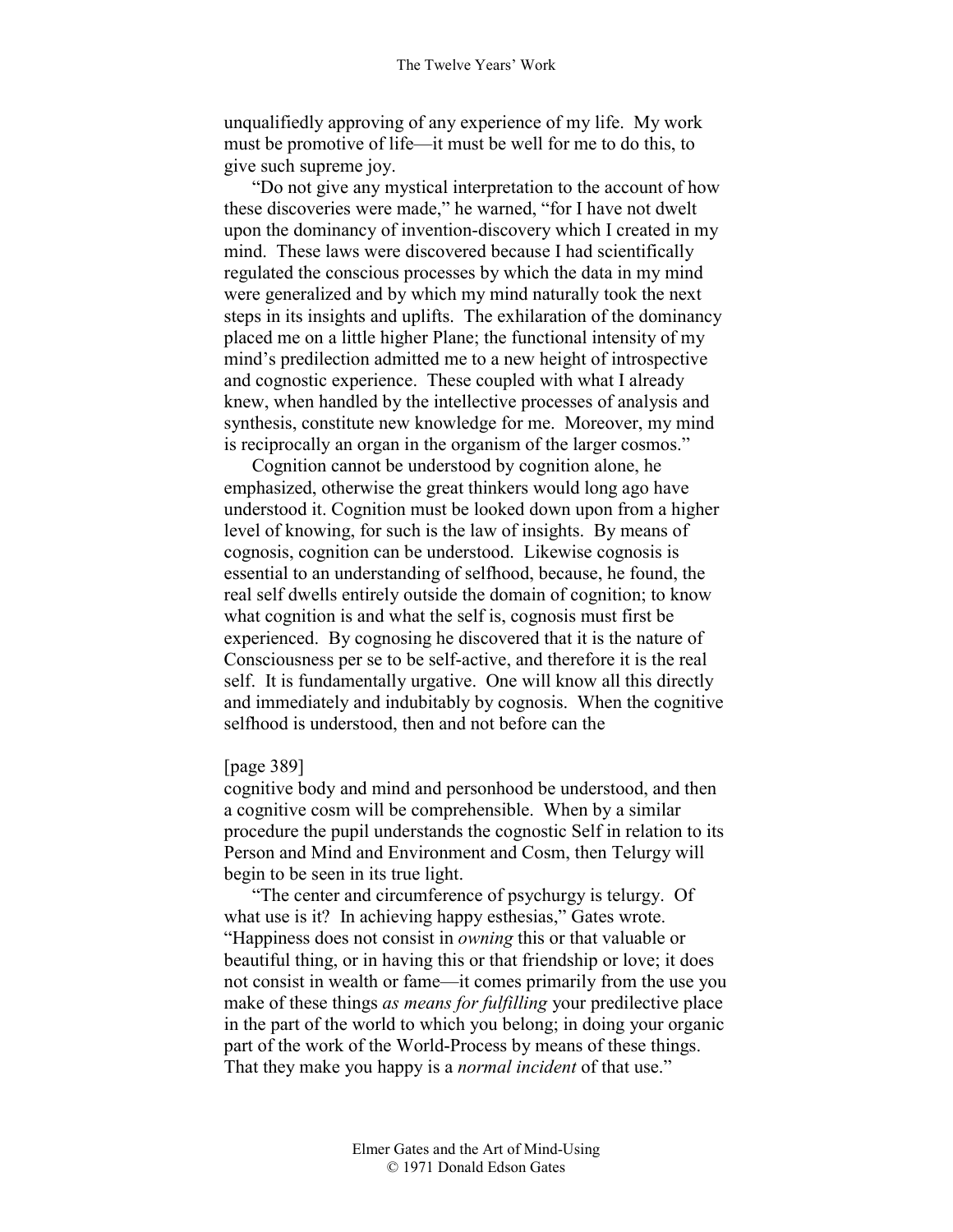unqualifiedly approving of any experience of my life. My work must be promotive of life—it must be well for me to do this, to give such supreme joy.

"Do not give any mystical interpretation to the account of how these discoveries were made," he warned, "for I have not dwelt upon the dominancy of invention-discovery which I created in my mind. These laws were discovered because I had scientifically regulated the conscious processes by which the data in my mind were generalized and by which my mind naturally took the next steps in its insights and uplifts. The exhilaration of the dominancy placed me on a little higher Plane; the functional intensity of my mind's predilection admitted me to a new height of introspective and cognostic experience. These coupled with what I already knew, when handled by the intellective processes of analysis and synthesis, constitute new knowledge for me. Moreover, my mind is reciprocally an organ in the organism of the larger cosmos."

Cognition cannot be understood by cognition alone, he emphasized, otherwise the great thinkers would long ago have understood it. Cognition must be looked down upon from a higher level of knowing, for such is the law of insights. By means of cognosis, cognition can be understood. Likewise cognosis is essential to an understanding of selfhood, because, he found, the real self dwells entirely outside the domain of cognition; to know what cognition is and what the self is, cognosis must first be experienced. By cognosing he discovered that it is the nature of Consciousness per se to be self-active, and therefore it is the real self. It is fundamentally urgative. One will know all this directly and immediately and indubitably by cognosis. When the cognitive selfhood is understood, then and not before can the

[page 389]

cognitive body and mind and personhood be understood, and then a cognitive cosm will be comprehensible. When by a similar procedure the pupil understands the cognostic Self in relation to its Person and Mind and Environment and Cosm, then Telurgy will begin to be seen in its true light.

"The center and circumference of psychurgy is telurgy. Of what use is it? In achieving happy esthesias," Gates wrote. "Happiness does not consist in *owning* this or that valuable or beautiful thing, or in having this or that friendship or love; it does not consist in wealth or fame—it comes primarily from the use you make of these things *as means for fulfilling* your predilective place in the part of the world to which you belong; in doing your organic part of the work of the World-Process by means of these things. That they make you happy is a *normal incident* of that use."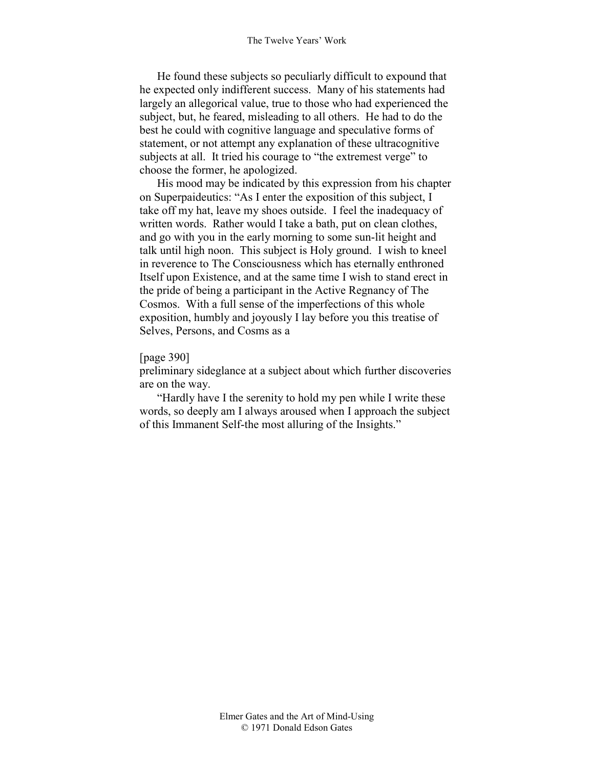He found these subjects so peculiarly difficult to expound that he expected only indifferent success. Many of his statements had largely an allegorical value, true to those who had experienced the subject, but, he feared, misleading to all others. He had to do the best he could with cognitive language and speculative forms of statement, or not attempt any explanation of these ultracognitive subjects at all. It tried his courage to "the extremest verge" to choose the former, he apologized.

His mood may be indicated by this expression from his chapter on Superpaideutics: "As I enter the exposition of this subject, I take off my hat, leave my shoes outside. I feel the inadequacy of written words. Rather would I take a bath, put on clean clothes, and go with you in the early morning to some sun-lit height and talk until high noon. This subject is Holy ground. I wish to kneel in reverence to The Consciousness which has eternally enthroned Itself upon Existence, and at the same time I wish to stand erect in the pride of being a participant in the Active Regnancy of The Cosmos. With a full sense of the imperfections of this whole exposition, humbly and joyously I lay before you this treatise of Selves, Persons, and Cosms as a

[page 390]
preliminary sideglance at a subject about which further discoveries are on the way.

"Hardly have I the serenity to hold my pen while I write these words, so deeply am I always aroused when I approach the subject of this Immanent Self-the most alluring of the Insights."